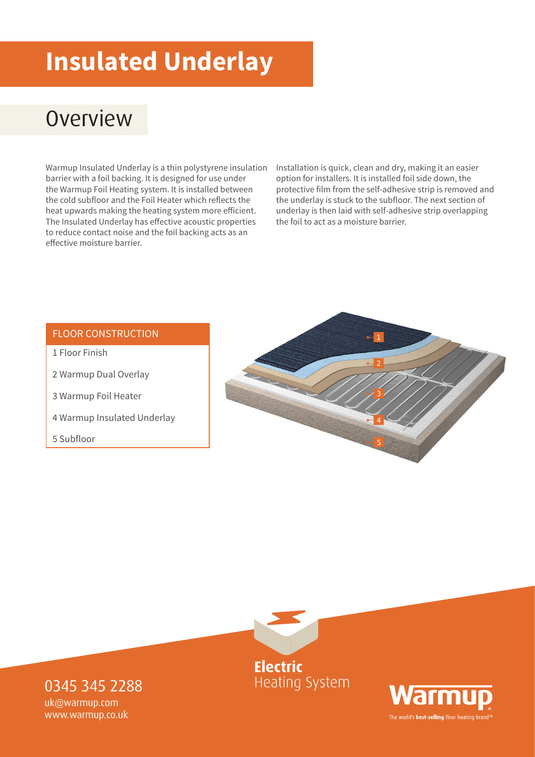# Insulated Underlay

## Overview

Warmup Insulated Underlay is a thin polystyrene insulation barrier with a foil backing. It is designed for use under the Warmup Foil Heating system. It is installed between the cold subfloor and the Foil Heater which reflects the heat upwards making the heating system more efficient. The Insulated Underlay has effective acoustic properties to reduce contact noise and the foil backing acts as an effective moisture barrier.

Installation is quick, clean and dry, making it an easier option for installers. It is installed foil side down, the protective film from the self-adhesive strip is removed and the underlay is stuck to the subfloor. The next section of underlay is then laid with self-adhesive strip overlapping the foil to act as a moisture barrier.

| FLOOR CONSTRUCTION |
| --- |
| 1 Floor Finish |
| 2 Warmup Dual Overlay |
| 3 Warmup Foil Heater |
| 4 Warmup Insulated Underlay |
| 5 Subfloor |

**Electric** Heating System

0345 345 2288
uk@warmup.com
www.warmup.co.uk

Warmup
The world's **best-selling** floor heating brand™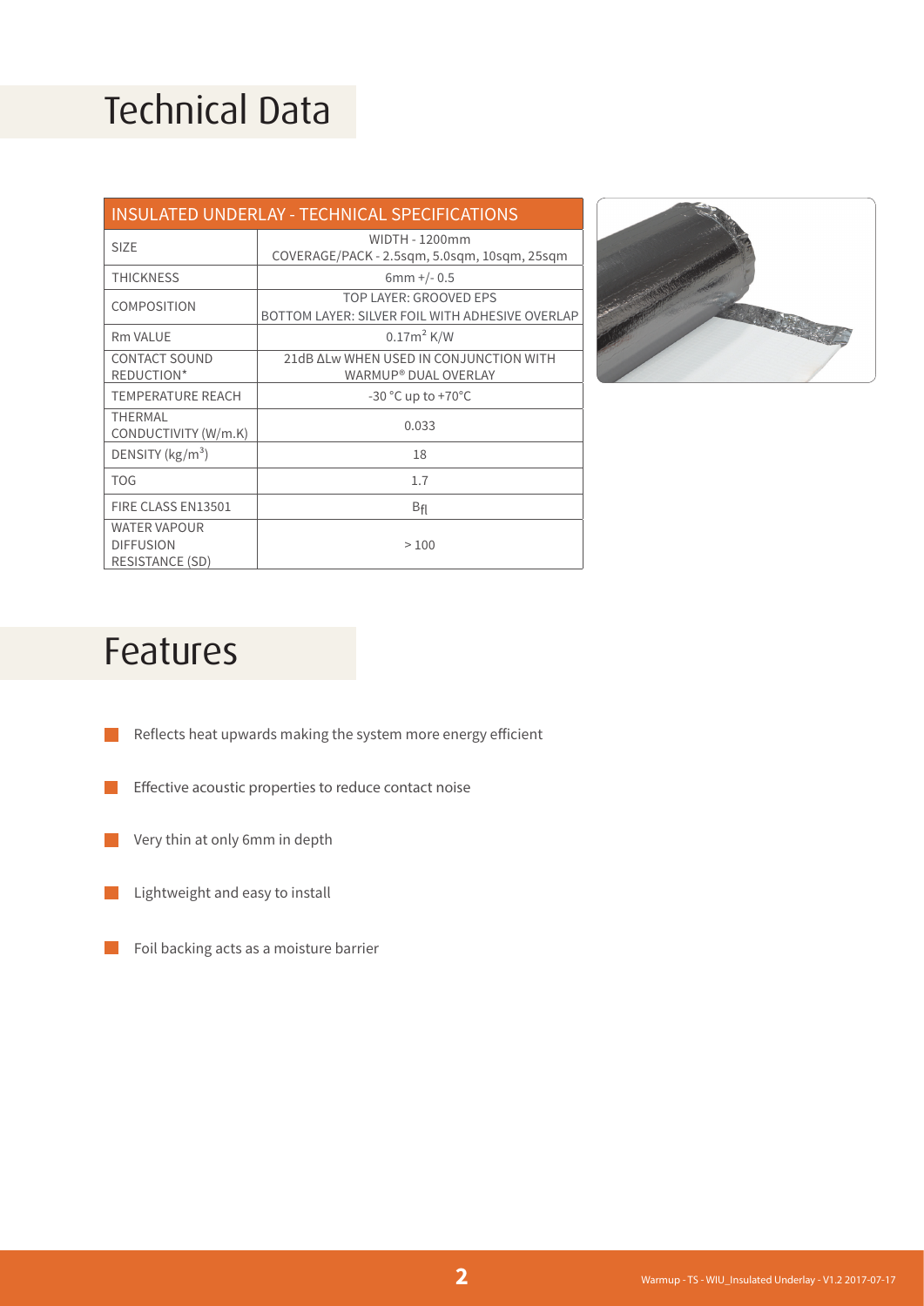# Technical Data

| INSULATED UNDERLAY - TECHNICAL SPECIFICATIONS | |
|---|---|
| SIZE | WIDTH - 1200mm<br>COVERAGE/PACK - 2.5sqm, 5.0sqm, 10sqm, 25sqm |
| THICKNESS | 6mm +/- 0.5 |
| COMPOSITION | TOP LAYER: GROOVED EPS<br>BOTTOM LAYER: SILVER FOIL WITH ADHESIVE OVERLAP |
| Rm VALUE | $0.17m^2$ K/W |
| CONTACT SOUND REDUCTION* | 21dB ΔLw WHEN USED IN CONJUNCTION WITH WARMUP® DUAL OVERLAY |
| TEMPERATURE REACH | -30 °C up to +70°C |
| THERMAL CONDUCTIVITY (W/m.K) | 0.033 |
| DENSITY ($kg/m^3$) | 18 |
| TOG | 1.7 |
| FIRE CLASS EN13501 | $B_{fl}$ |
| WATER VAPOUR DIFFUSION RESISTANCE (SD) | > 100 |

# Features

- Reflects heat upwards making the system more energy efficient
- Effective acoustic properties to reduce contact noise
- Very thin at only 6mm in depth
- Lightweight and easy to install
- Foil backing acts as a moisture barrier